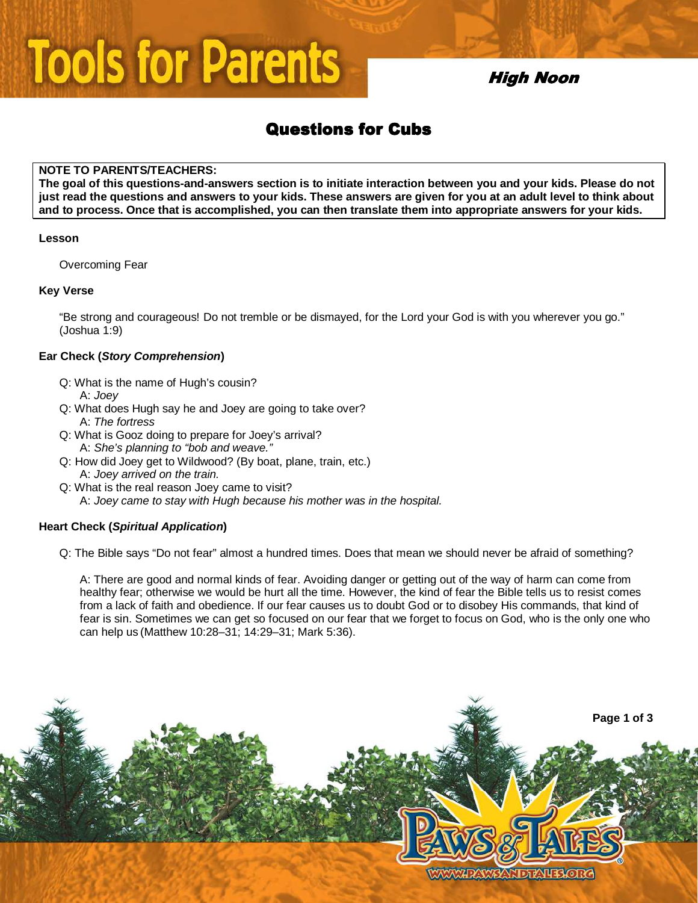# Tools for Parents

## High Noon

## Questions for Cubs

**NOTE TO PARENTS/TEACHERS:**
**The goal of this questions-and-answers section is to initiate interaction between you and your kids. Please do not just read the questions and answers to your kids. These answers are given for you at an adult level to think about and to process. Once that is accomplished, you can then translate them into appropriate answers for your kids.**

### Lesson

Overcoming Fear

### Key Verse

"Be strong and courageous! Do not tremble or be dismayed, for the Lord your God is with you wherever you go." (Joshua 1:9)

### Ear Check (*Story Comprehension*)

Q: What is the name of Hugh's cousin?
A: *Joey*

Q: What does Hugh say he and Joey are going to take over?
A: *The fortress*

Q: What is Gooz doing to prepare for Joey's arrival?
A: *She's planning to "bob and weave."*

Q: How did Joey get to Wildwood? (By boat, plane, train, etc.)
A: *Joey arrived on the train.*

Q: What is the real reason Joey came to visit?
A: *Joey came to stay with Hugh because his mother was in the hospital.*

### Heart Check (*Spiritual Application*)

Q: The Bible says "Do not fear" almost a hundred times. Does that mean we should never be afraid of something?

A: There are good and normal kinds of fear. Avoiding danger or getting out of the way of harm can come from healthy fear; otherwise we would be hurt all the time. However, the kind of fear the Bible tells us to resist comes from a lack of faith and obedience. If our fear causes us to doubt God or to disobey His commands, that kind of fear is sin. Sometimes we can get so focused on our fear that we forget to focus on God, who is the only one who can help us (Matthew 10:28–31; 14:29–31; Mark 5:36).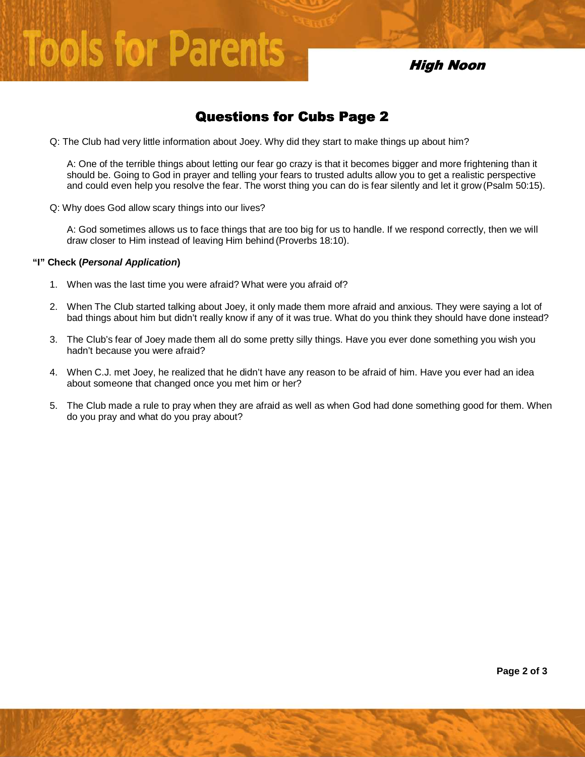## Questions for Cubs Page 2

Q: The Club had very little information about Joey. Why did they start to make things up about him?

A: One of the terrible things about letting our fear go crazy is that it becomes bigger and more frightening than it should be. Going to God in prayer and telling your fears to trusted adults allow you to get a realistic perspective and could even help you resolve the fear. The worst thing you can do is fear silently and let it grow (Psalm 50:15).

Q: Why does God allow scary things into our lives?

A: God sometimes allows us to face things that are too big for us to handle. If we respond correctly, then we will draw closer to Him instead of leaving Him behind (Proverbs 18:10).

**"I" Check (*Personal Application*)**

1. When was the last time you were afraid? What were you afraid of?
2. When The Club started talking about Joey, it only made them more afraid and anxious. They were saying a lot of bad things about him but didn't really know if any of it was true. What do you think they should have done instead?
3. The Club's fear of Joey made them all do some pretty silly things. Have you ever done something you wish you hadn't because you were afraid?
4. When C.J. met Joey, he realized that he didn't have any reason to be afraid of him. Have you ever had an idea about someone that changed once you met him or her?
5. The Club made a rule to pray when they are afraid as well as when God had done something good for them. When do you pray and what do you pray about?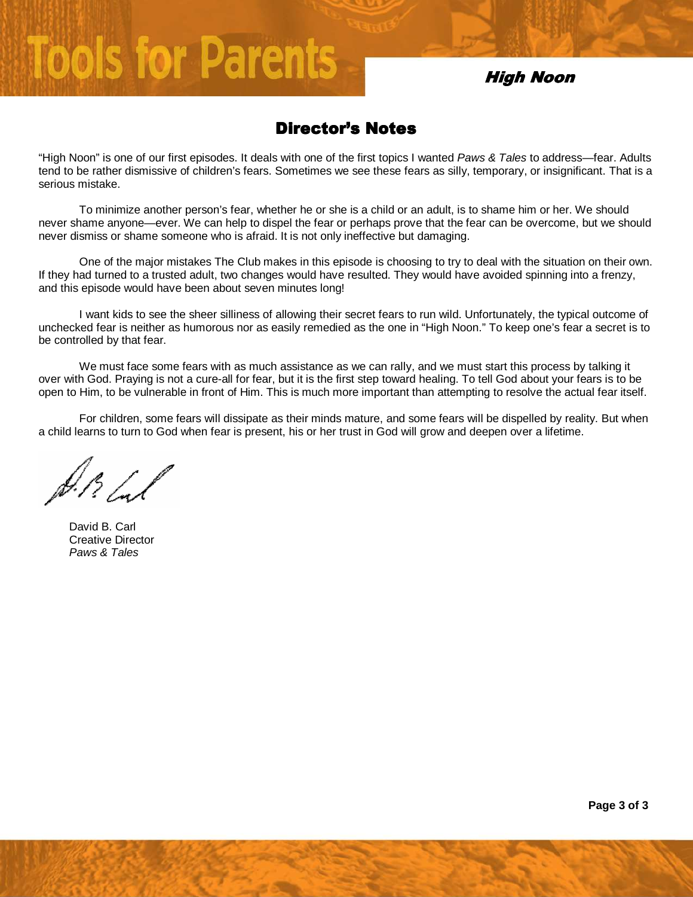# Tools for Parents

## *High Noon*

## Director's Notes

"High Noon" is one of our first episodes. It deals with one of the first topics I wanted *Paws & Tales* to address—fear. Adults tend to be rather dismissive of children's fears. Sometimes we see these fears as silly, temporary, or insignificant. That is a serious mistake.

To minimize another person's fear, whether he or she is a child or an adult, is to shame him or her. We should never shame anyone—ever. We can help to dispel the fear or perhaps prove that the fear can be overcome, but we should never dismiss or shame someone who is afraid. It is not only ineffective but damaging.

One of the major mistakes The Club makes in this episode is choosing to try to deal with the situation on their own. If they had turned to a trusted adult, two changes would have resulted. They would have avoided spinning into a frenzy, and this episode would have been about seven minutes long!

I want kids to see the sheer silliness of allowing their secret fears to run wild. Unfortunately, the typical outcome of unchecked fear is neither as humorous nor as easily remedied as the one in "High Noon." To keep one's fear a secret is to be controlled by that fear.

We must face some fears with as much assistance as we can rally, and we must start this process by talking it over with God. Praying is not a cure-all for fear, but it is the first step toward healing. To tell God about your fears is to be open to Him, to be vulnerable in front of Him. This is much more important than attempting to resolve the actual fear itself.

For children, some fears will dissipate as their minds mature, and some fears will be dispelled by reality. But when a child learns to turn to God when fear is present, his or her trust in God will grow and deepen over a lifetime.

David B. Carl
Creative Director
*Paws & Tales*